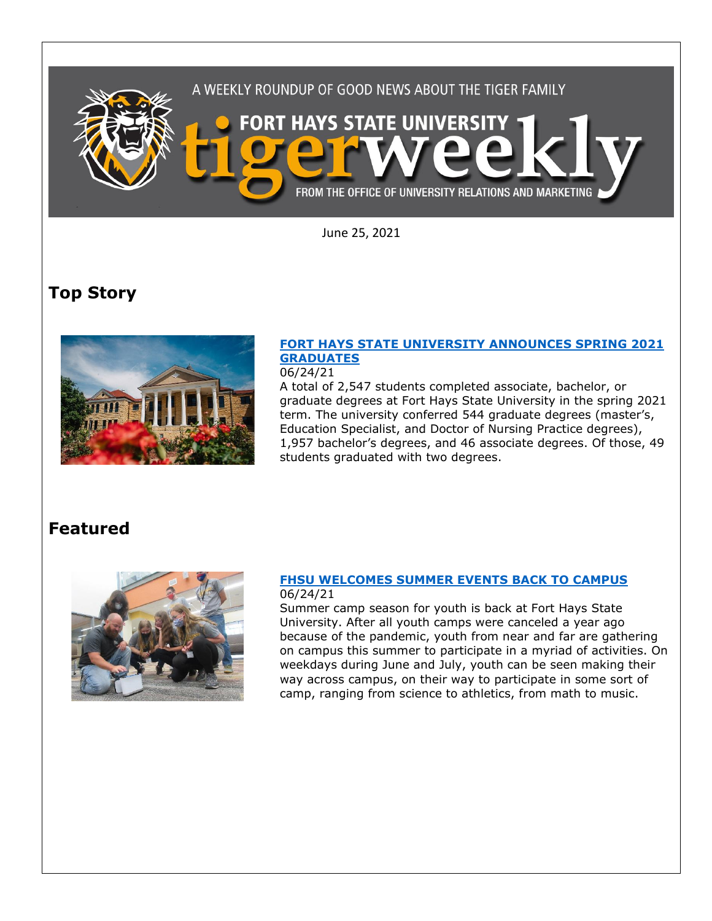A WEEKLY ROUNDUP OF GOOD NEWS ABOUT THE TIGER FAMILY

# FORT HAYS STATE UNIVERSITY tigerweekly

FROM THE OFFICE OF UNIVERSITY RELATIONS AND MARKETING

June 25, 2021

## Top Story

### [FORT HAYS STATE UNIVERSITY ANNOUNCES SPRING 2021 GRADUATES]

06/24/21

A total of 2,547 students completed associate, bachelor, or graduate degrees at Fort Hays State University in the spring 2021 term. The university conferred 544 graduate degrees (master's, Education Specialist, and Doctor of Nursing Practice degrees), 1,957 bachelor's degrees, and 46 associate degrees. Of those, 49 students graduated with two degrees.

## Featured

### [FHSU WELCOMES SUMMER EVENTS BACK TO CAMPUS]

06/24/21

Summer camp season for youth is back at Fort Hays State University. After all youth camps were canceled a year ago because of the pandemic, youth from near and far are gathering on campus this summer to participate in a myriad of activities. On weekdays during June and July, youth can be seen making their way across campus, on their way to participate in some sort of camp, ranging from science to athletics, from math to music.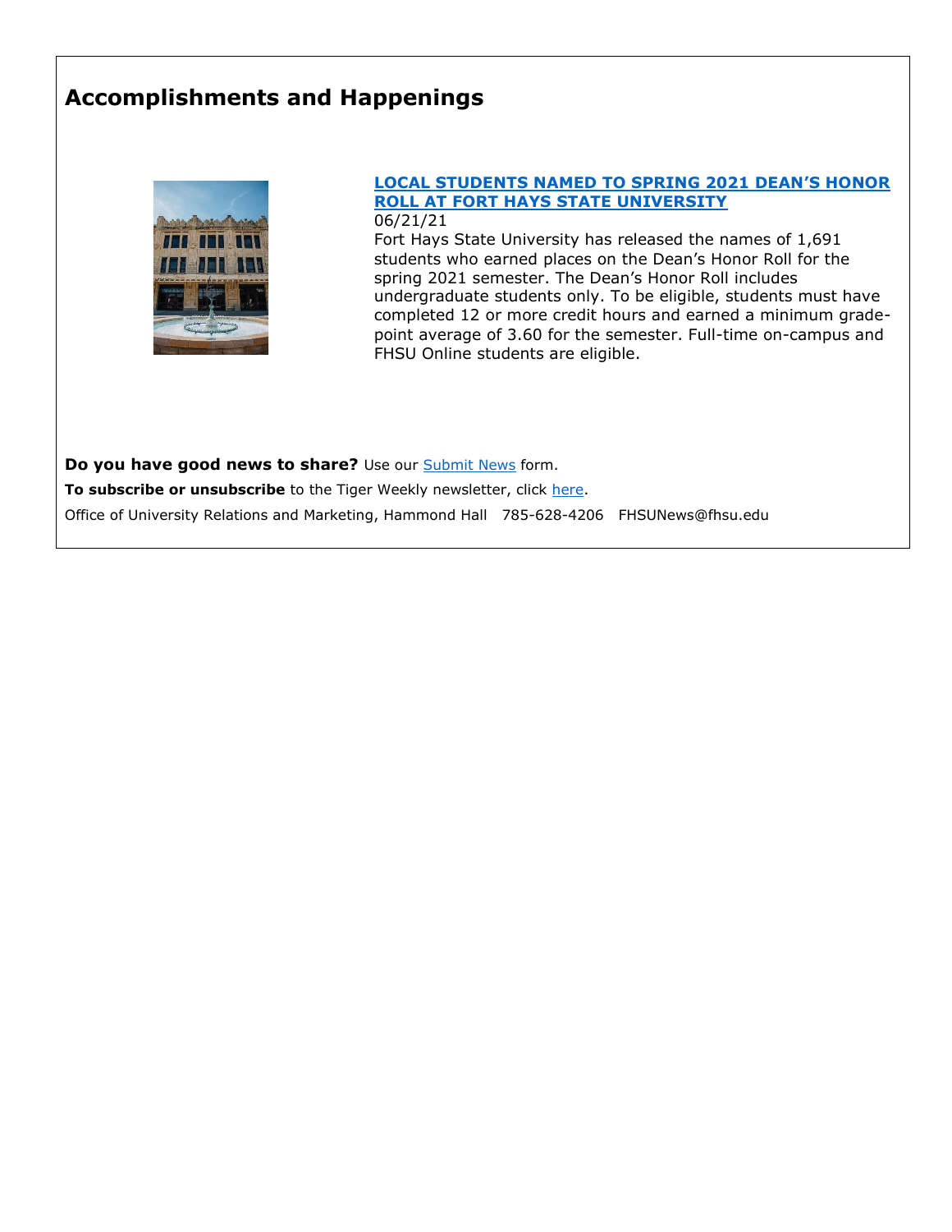## Accomplishments and Happenings

**[LOCAL STUDENTS NAMED TO SPRING 2021 DEAN'S HONOR ROLL AT FORT HAYS STATE UNIVERSITY]**

06/21/21

Fort Hays State University has released the names of 1,691 students who earned places on the Dean's Honor Roll for the spring 2021 semester. The Dean's Honor Roll includes undergraduate students only. To be eligible, students must have completed 12 or more credit hours and earned a minimum grade-point average of 3.60 for the semester. Full-time on-campus and FHSU Online students are eligible.

**Do you have good news to share?** Use our Submit News form.

**To subscribe or unsubscribe** to the Tiger Weekly newsletter, click here.

Office of University Relations and Marketing, Hammond Hall 785-628-4206 FHSUNews@fhsu.edu